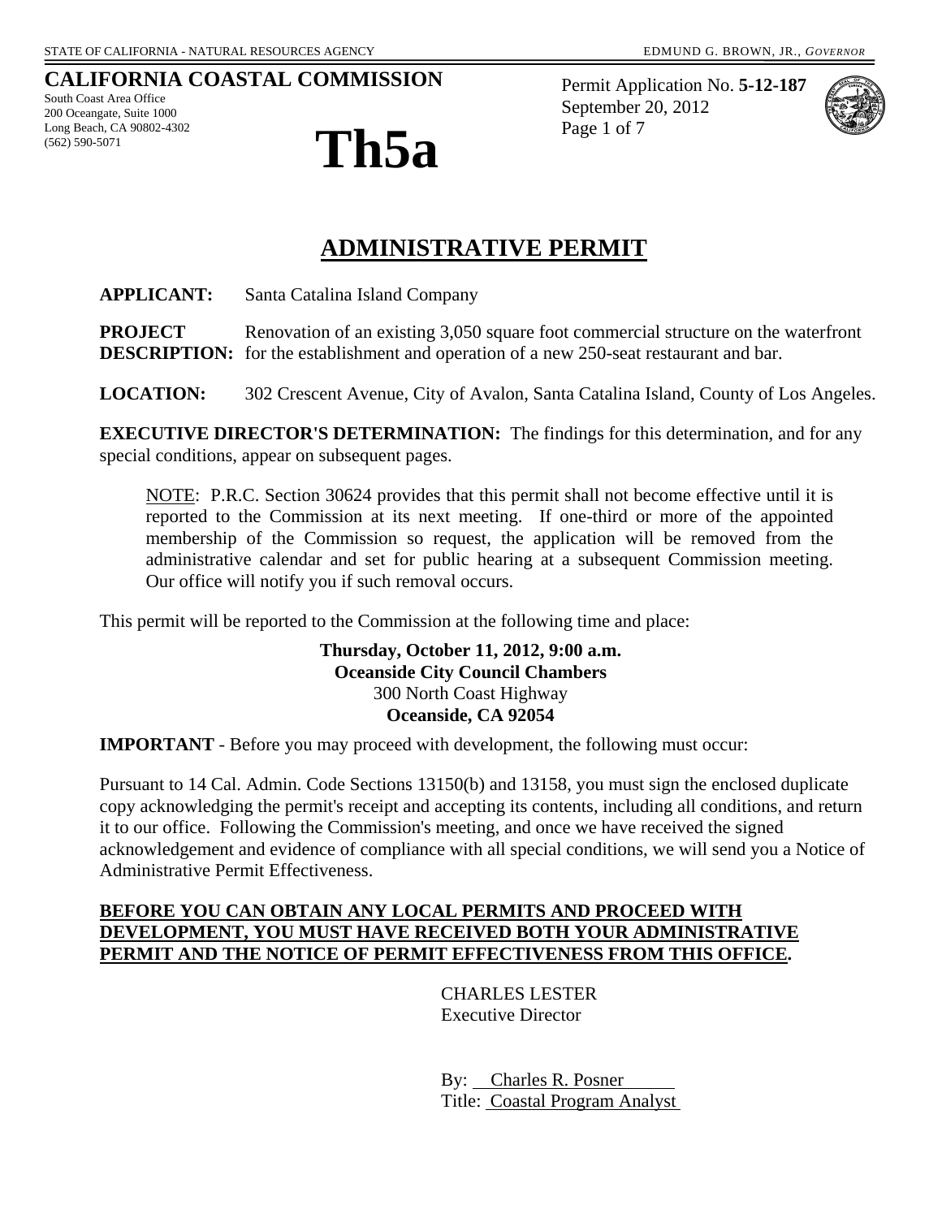STATE OF CALIFORNIA - NATURAL RESOURCES AGENCY EDMUND G. BROWN, JR., *GOVERNOR*

**CALIFORNIA COASTAL COMMISSION**

South Coast Area Office
200 Oceangate, Suite 1000
Long Beach, CA 90802-4302
(562) 590-5071

# Th5a

Permit Application No. **5-12-187**
September 20, 2012

## ADMINISTRATIVE PERMIT

**APPLICANT:** Santa Catalina Island Company

**PROJECT DESCRIPTION:** Renovation of an existing 3,050 square foot commercial structure on the waterfront for the establishment and operation of a new 250-seat restaurant and bar.

**LOCATION:** 302 Crescent Avenue, City of Avalon, Santa Catalina Island, County of Los Angeles.

**EXECUTIVE DIRECTOR'S DETERMINATION:** The findings for this determination, and for any special conditions, appear on subsequent pages.

> NOTE: P.R.C. Section 30624 provides that this permit shall not become effective until it is reported to the Commission at its next meeting. If one-third or more of the appointed membership of the Commission so request, the application will be removed from the administrative calendar and set for public hearing at a subsequent Commission meeting. Our office will notify you if such removal occurs.

This permit will be reported to the Commission at the following time and place:

**Thursday, October 11, 2012, 9:00 a.m.**
**Oceanside City Council Chambers**
300 North Coast Highway
**Oceanside, CA 92054**

**IMPORTANT** - Before you may proceed with development, the following must occur:

Pursuant to 14 Cal. Admin. Code Sections 13150(b) and 13158, you must sign the enclosed duplicate copy acknowledging the permit's receipt and accepting its contents, including all conditions, and return it to our office. Following the Commission's meeting, and once we have received the signed acknowledgement and evidence of compliance with all special conditions, we will send you a Notice of Administrative Permit Effectiveness.

**BEFORE YOU CAN OBTAIN ANY LOCAL PERMITS AND PROCEED WITH DEVELOPMENT, YOU MUST HAVE RECEIVED BOTH YOUR ADMINISTRATIVE PERMIT AND THE NOTICE OF PERMIT EFFECTIVENESS FROM THIS OFFICE.**

CHARLES LESTER
Executive Director

By: Charles R. Posner
Title: Coastal Program Analyst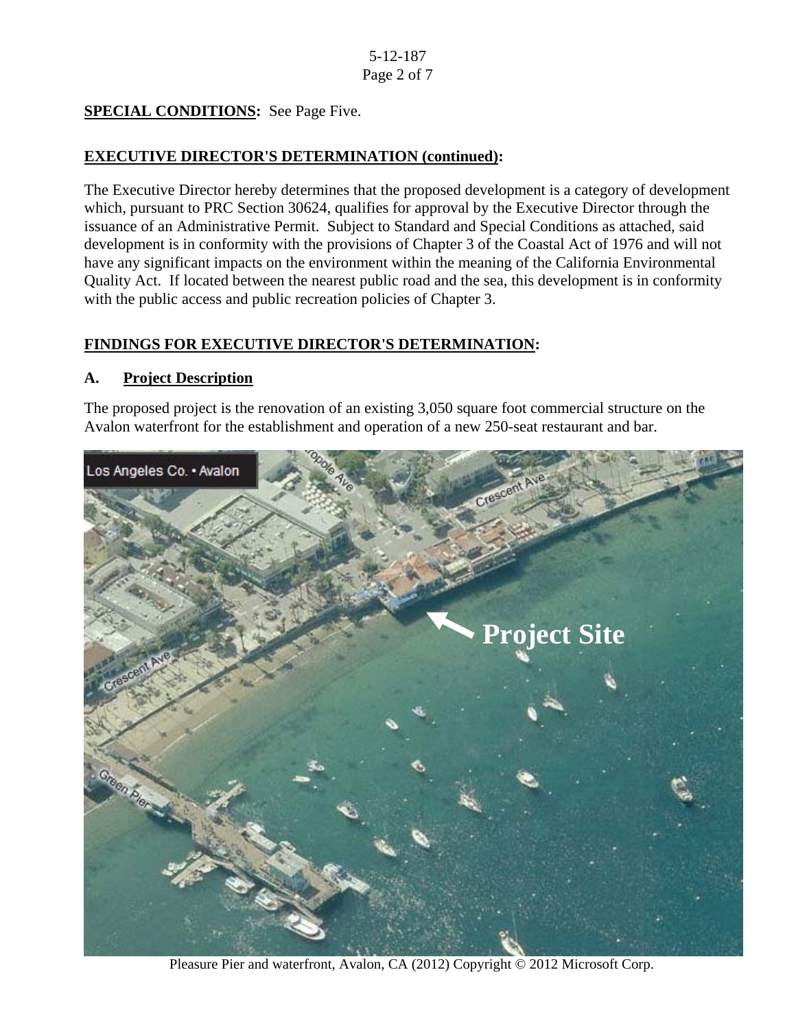**SPECIAL CONDITIONS:** See Page Five.

## EXECUTIVE DIRECTOR'S DETERMINATION (continued):

The Executive Director hereby determines that the proposed development is a category of development which, pursuant to PRC Section 30624, qualifies for approval by the Executive Director through the issuance of an Administrative Permit. Subject to Standard and Special Conditions as attached, said development is in conformity with the provisions of Chapter 3 of the Coastal Act of 1976 and will not have any significant impacts on the environment within the meaning of the California Environmental Quality Act. If located between the nearest public road and the sea, this development is in conformity with the public access and public recreation policies of Chapter 3.

## FINDINGS FOR EXECUTIVE DIRECTOR'S DETERMINATION:

### A. Project Description

The proposed project is the renovation of an existing 3,050 square foot commercial structure on the Avalon waterfront for the establishment and operation of a new 250-seat restaurant and bar.

Los Angeles Co. • Avalon

Metropole Ave

Crescent Ave

Project Site

Crescent Ave

Green Pier

Pleasure Pier and waterfront, Avalon, CA (2012) Copyright © 2012 Microsoft Corp.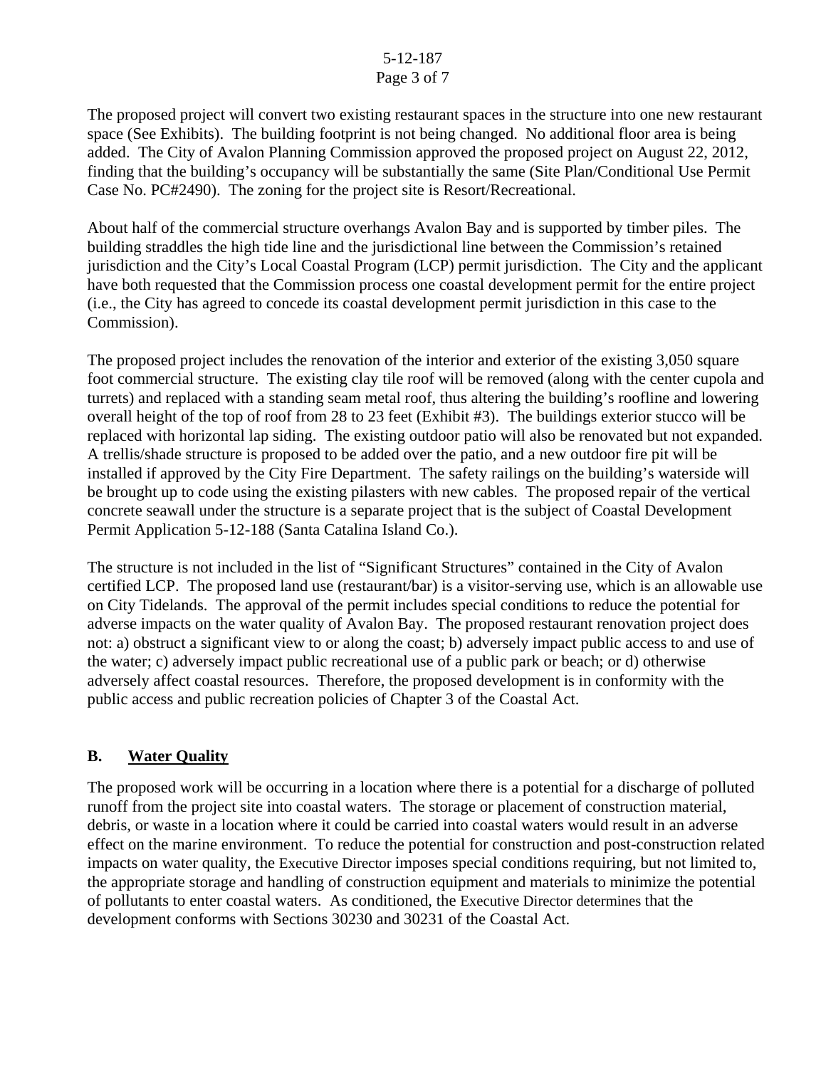The proposed project will convert two existing restaurant spaces in the structure into one new restaurant space (See Exhibits). The building footprint is not being changed. No additional floor area is being added. The City of Avalon Planning Commission approved the proposed project on August 22, 2012, finding that the building's occupancy will be substantially the same (Site Plan/Conditional Use Permit Case No. PC#2490). The zoning for the project site is Resort/Recreational.

About half of the commercial structure overhangs Avalon Bay and is supported by timber piles. The building straddles the high tide line and the jurisdictional line between the Commission's retained jurisdiction and the City's Local Coastal Program (LCP) permit jurisdiction. The City and the applicant have both requested that the Commission process one coastal development permit for the entire project (i.e., the City has agreed to concede its coastal development permit jurisdiction in this case to the Commission).

The proposed project includes the renovation of the interior and exterior of the existing 3,050 square foot commercial structure. The existing clay tile roof will be removed (along with the center cupola and turrets) and replaced with a standing seam metal roof, thus altering the building's roofline and lowering overall height of the top of roof from 28 to 23 feet (Exhibit #3). The buildings exterior stucco will be replaced with horizontal lap siding. The existing outdoor patio will also be renovated but not expanded. A trellis/shade structure is proposed to be added over the patio, and a new outdoor fire pit will be installed if approved by the City Fire Department. The safety railings on the building's waterside will be brought up to code using the existing pilasters with new cables. The proposed repair of the vertical concrete seawall under the structure is a separate project that is the subject of Coastal Development Permit Application 5-12-188 (Santa Catalina Island Co.).

The structure is not included in the list of "Significant Structures" contained in the City of Avalon certified LCP. The proposed land use (restaurant/bar) is a visitor-serving use, which is an allowable use on City Tidelands. The approval of the permit includes special conditions to reduce the potential for adverse impacts on the water quality of Avalon Bay. The proposed restaurant renovation project does not: a) obstruct a significant view to or along the coast; b) adversely impact public access to and use of the water; c) adversely impact public recreational use of a public park or beach; or d) otherwise adversely affect coastal resources. Therefore, the proposed development is in conformity with the public access and public recreation policies of Chapter 3 of the Coastal Act.

## B. Water Quality

The proposed work will be occurring in a location where there is a potential for a discharge of polluted runoff from the project site into coastal waters. The storage or placement of construction material, debris, or waste in a location where it could be carried into coastal waters would result in an adverse effect on the marine environment. To reduce the potential for construction and post-construction related impacts on water quality, the Executive Director imposes special conditions requiring, but not limited to, the appropriate storage and handling of construction equipment and materials to minimize the potential of pollutants to enter coastal waters. As conditioned, the Executive Director determines that the development conforms with Sections 30230 and 30231 of the Coastal Act.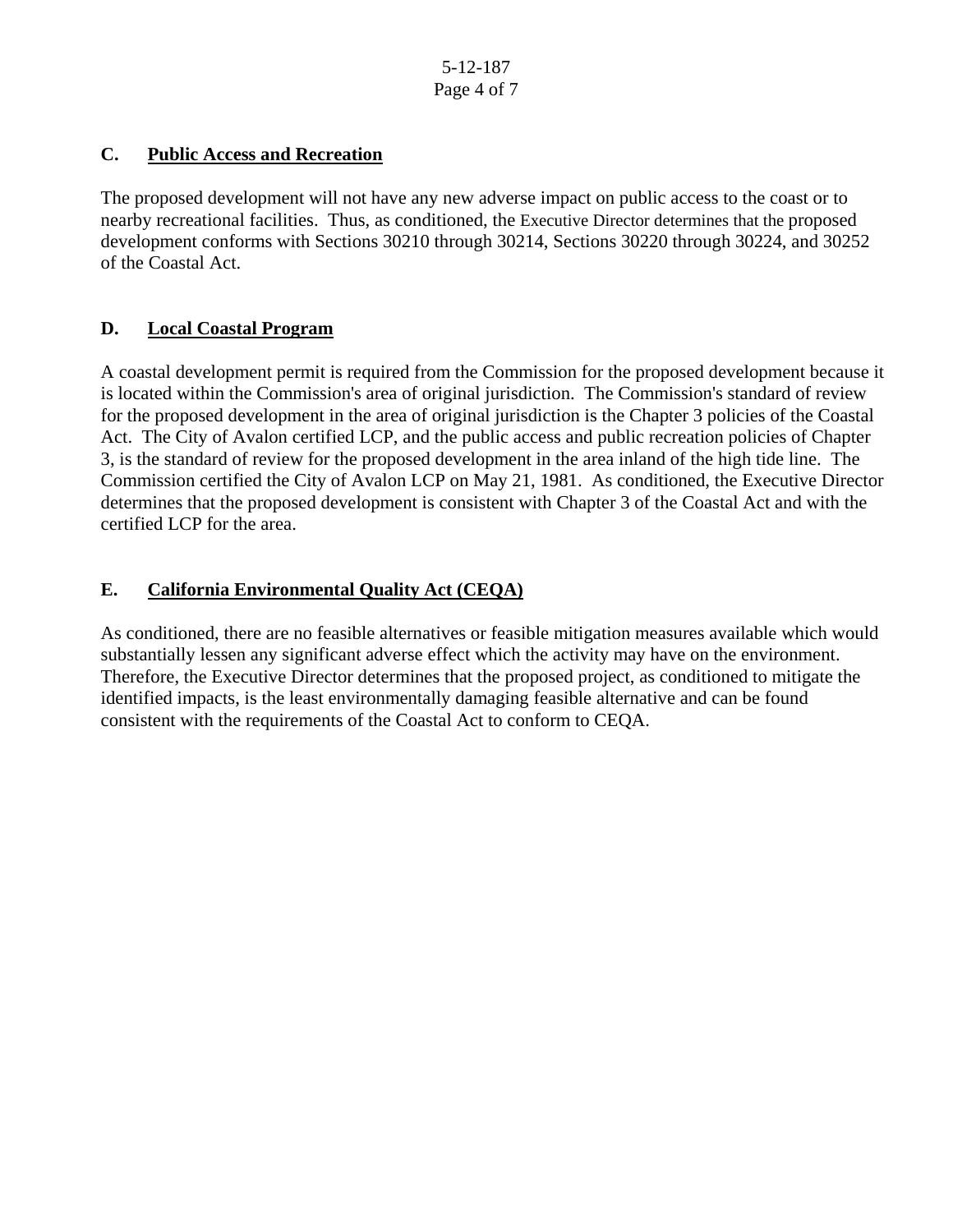## C. Public Access and Recreation

The proposed development will not have any new adverse impact on public access to the coast or to nearby recreational facilities. Thus, as conditioned, the Executive Director determines that the proposed development conforms with Sections 30210 through 30214, Sections 30220 through 30224, and 30252 of the Coastal Act.

## D. Local Coastal Program

A coastal development permit is required from the Commission for the proposed development because it is located within the Commission's area of original jurisdiction. The Commission's standard of review for the proposed development in the area of original jurisdiction is the Chapter 3 policies of the Coastal Act. The City of Avalon certified LCP, and the public access and public recreation policies of Chapter 3, is the standard of review for the proposed development in the area inland of the high tide line. The Commission certified the City of Avalon LCP on May 21, 1981. As conditioned, the Executive Director determines that the proposed development is consistent with Chapter 3 of the Coastal Act and with the certified LCP for the area.

## E. California Environmental Quality Act (CEQA)

As conditioned, there are no feasible alternatives or feasible mitigation measures available which would substantially lessen any significant adverse effect which the activity may have on the environment. Therefore, the Executive Director determines that the proposed project, as conditioned to mitigate the identified impacts, is the least environmentally damaging feasible alternative and can be found consistent with the requirements of the Coastal Act to conform to CEQA.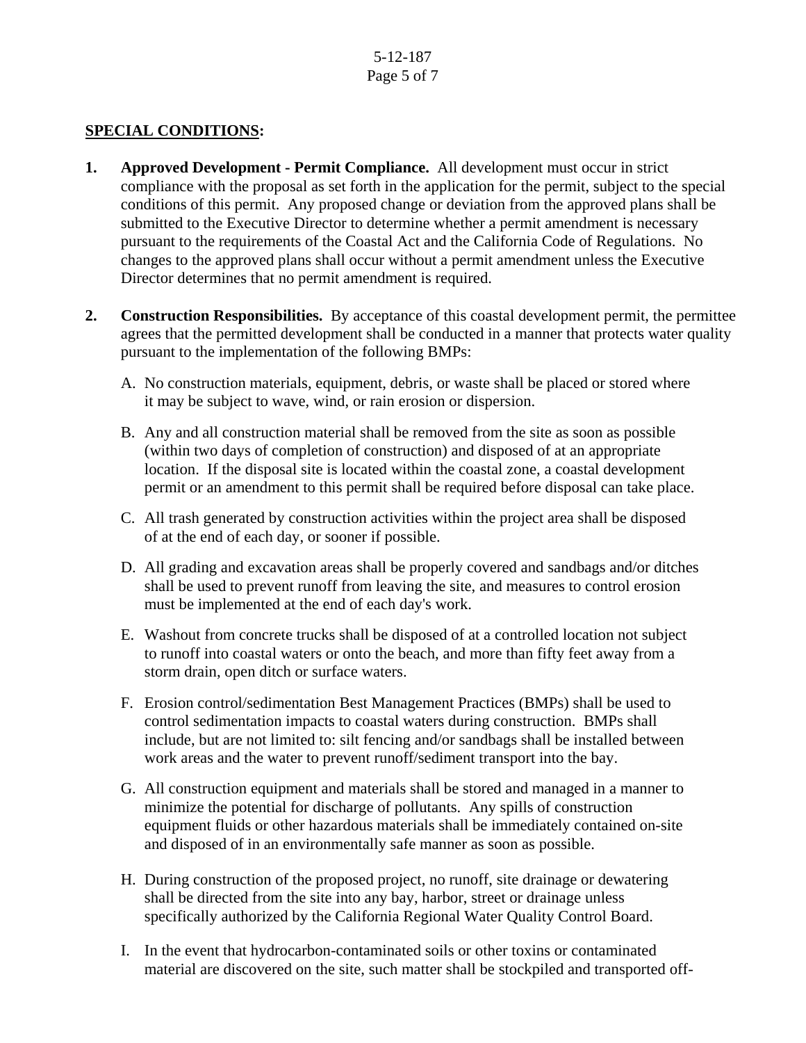**SPECIAL CONDITIONS:**

1. **Approved Development - Permit Compliance.** All development must occur in strict compliance with the proposal as set forth in the application for the permit, subject to the special conditions of this permit. Any proposed change or deviation from the approved plans shall be submitted to the Executive Director to determine whether a permit amendment is necessary pursuant to the requirements of the Coastal Act and the California Code of Regulations. No changes to the approved plans shall occur without a permit amendment unless the Executive Director determines that no permit amendment is required.

2. **Construction Responsibilities.** By acceptance of this coastal development permit, the permittee agrees that the permitted development shall be conducted in a manner that protects water quality pursuant to the implementation of the following BMPs:

   A. No construction materials, equipment, debris, or waste shall be placed or stored where it may be subject to wave, wind, or rain erosion or dispersion.

   B. Any and all construction material shall be removed from the site as soon as possible (within two days of completion of construction) and disposed of at an appropriate location. If the disposal site is located within the coastal zone, a coastal development permit or an amendment to this permit shall be required before disposal can take place.

   C. All trash generated by construction activities within the project area shall be disposed of at the end of each day, or sooner if possible.

   D. All grading and excavation areas shall be properly covered and sandbags and/or ditches shall be used to prevent runoff from leaving the site, and measures to control erosion must be implemented at the end of each day's work.

   E. Washout from concrete trucks shall be disposed of at a controlled location not subject to runoff into coastal waters or onto the beach, and more than fifty feet away from a storm drain, open ditch or surface waters.

   F. Erosion control/sedimentation Best Management Practices (BMPs) shall be used to control sedimentation impacts to coastal waters during construction. BMPs shall include, but are not limited to: silt fencing and/or sandbags shall be installed between work areas and the water to prevent runoff/sediment transport into the bay.

   G. All construction equipment and materials shall be stored and managed in a manner to minimize the potential for discharge of pollutants. Any spills of construction equipment fluids or other hazardous materials shall be immediately contained on-site and disposed of in an environmentally safe manner as soon as possible.

   H. During construction of the proposed project, no runoff, site drainage or dewatering shall be directed from the site into any bay, harbor, street or drainage unless specifically authorized by the California Regional Water Quality Control Board.

   I. In the event that hydrocarbon-contaminated soils or other toxins or contaminated material are discovered on the site, such matter shall be stockpiled and transported off-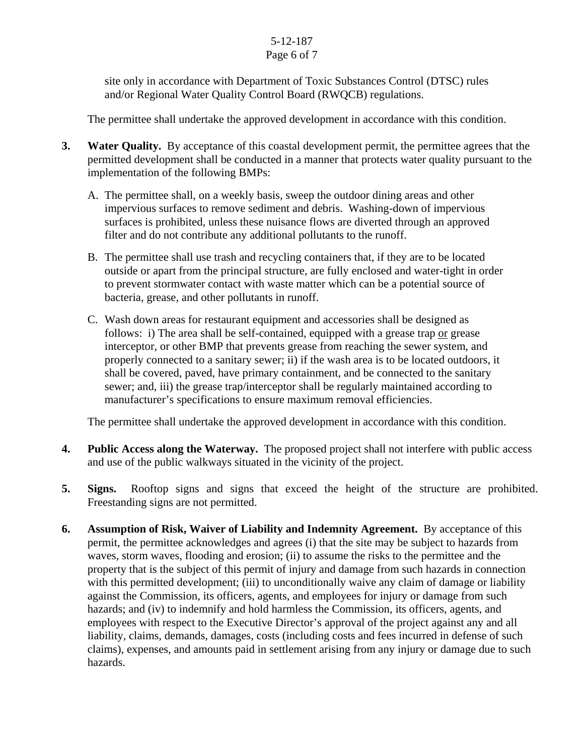site only in accordance with Department of Toxic Substances Control (DTSC) rules and/or Regional Water Quality Control Board (RWQCB) regulations.

The permittee shall undertake the approved development in accordance with this condition.

3. **Water Quality.** By acceptance of this coastal development permit, the permittee agrees that the permitted development shall be conducted in a manner that protects water quality pursuant to the implementation of the following BMPs:

   A. The permittee shall, on a weekly basis, sweep the outdoor dining areas and other impervious surfaces to remove sediment and debris. Washing-down of impervious surfaces is prohibited, unless these nuisance flows are diverted through an approved filter and do not contribute any additional pollutants to the runoff.

   B. The permittee shall use trash and recycling containers that, if they are to be located outside or apart from the principal structure, are fully enclosed and water-tight in order to prevent stormwater contact with waste matter which can be a potential source of bacteria, grease, and other pollutants in runoff.

   C. Wash down areas for restaurant equipment and accessories shall be designed as follows: i) The area shall be self-contained, equipped with a grease trap <u>or</u> grease interceptor, or other BMP that prevents grease from reaching the sewer system, and properly connected to a sanitary sewer; ii) if the wash area is to be located outdoors, it shall be covered, paved, have primary containment, and be connected to the sanitary sewer; and, iii) the grease trap/interceptor shall be regularly maintained according to manufacturer's specifications to ensure maximum removal efficiencies.

The permittee shall undertake the approved development in accordance with this condition.

4. **Public Access along the Waterway.** The proposed project shall not interfere with public access and use of the public walkways situated in the vicinity of the project.

5. **Signs.** Rooftop signs and signs that exceed the height of the structure are prohibited. Freestanding signs are not permitted.

6. **Assumption of Risk, Waiver of Liability and Indemnity Agreement.** By acceptance of this permit, the permittee acknowledges and agrees (i) that the site may be subject to hazards from waves, storm waves, flooding and erosion; (ii) to assume the risks to the permittee and the property that is the subject of this permit of injury and damage from such hazards in connection with this permitted development; (iii) to unconditionally waive any claim of damage or liability against the Commission, its officers, agents, and employees for injury or damage from such hazards; and (iv) to indemnify and hold harmless the Commission, its officers, agents, and employees with respect to the Executive Director's approval of the project against any and all liability, claims, demands, damages, costs (including costs and fees incurred in defense of such claims), expenses, and amounts paid in settlement arising from any injury or damage due to such hazards.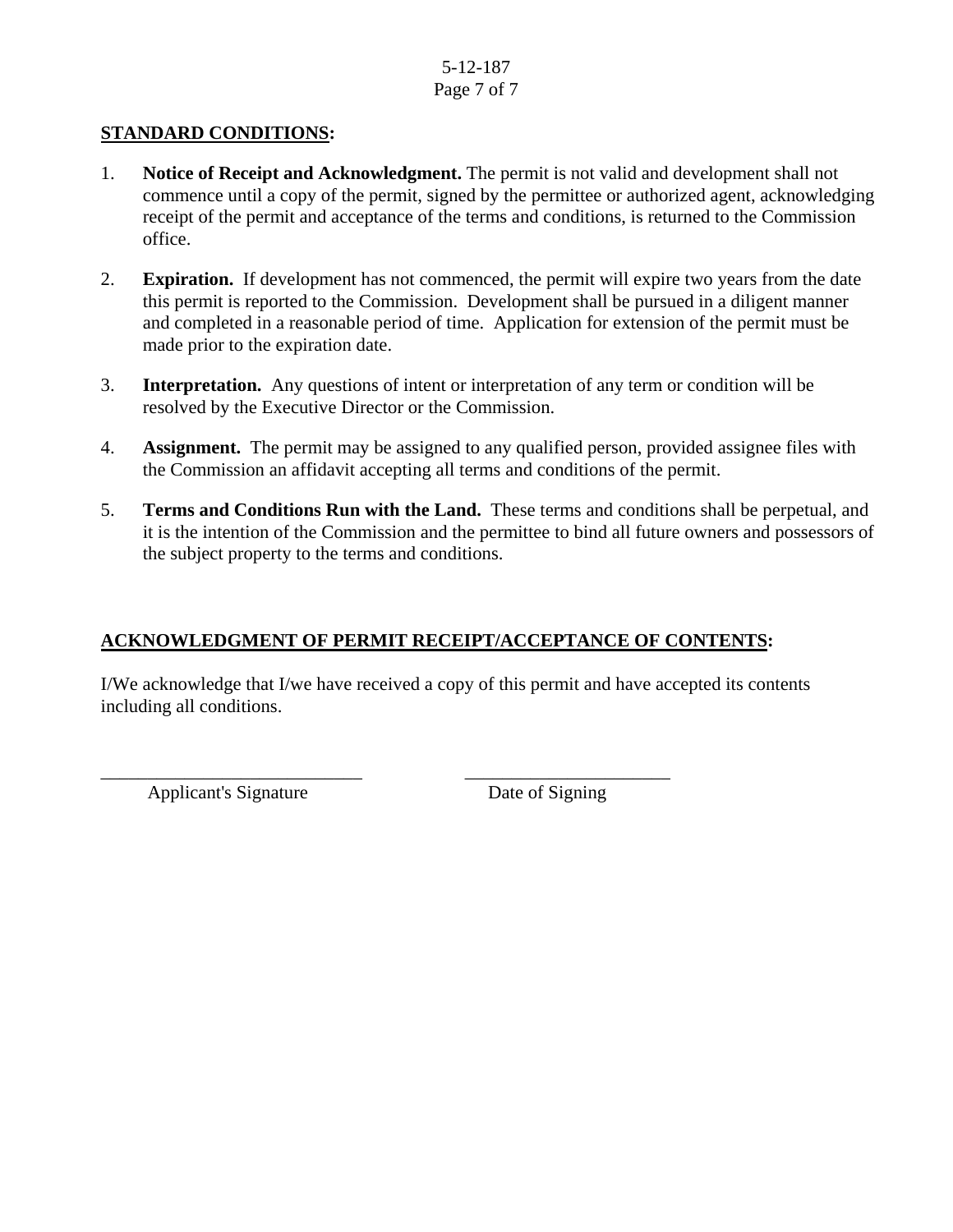**STANDARD CONDITIONS:**

1. **Notice of Receipt and Acknowledgment.** The permit is not valid and development shall not commence until a copy of the permit, signed by the permittee or authorized agent, acknowledging receipt of the permit and acceptance of the terms and conditions, is returned to the Commission office.

2. **Expiration.** If development has not commenced, the permit will expire two years from the date this permit is reported to the Commission. Development shall be pursued in a diligent manner and completed in a reasonable period of time. Application for extension of the permit must be made prior to the expiration date.

3. **Interpretation.** Any questions of intent or interpretation of any term or condition will be resolved by the Executive Director or the Commission.

4. **Assignment.** The permit may be assigned to any qualified person, provided assignee files with the Commission an affidavit accepting all terms and conditions of the permit.

5. **Terms and Conditions Run with the Land.** These terms and conditions shall be perpetual, and it is the intention of the Commission and the permittee to bind all future owners and possessors of the subject property to the terms and conditions.

**ACKNOWLEDGMENT OF PERMIT RECEIPT/ACCEPTANCE OF CONTENTS:**

I/We acknowledge that I/we have received a copy of this permit and have accepted its contents including all conditions.

\_\_\_\_\_\_\_\_\_\_\_\_\_\_\_\_\_\_\_\_\_\_\_\_\_\_\_\_ \_\_\_\_\_\_\_\_\_\_\_\_\_\_\_\_\_\_\_\_\_\_

Applicant's Signature Date of Signing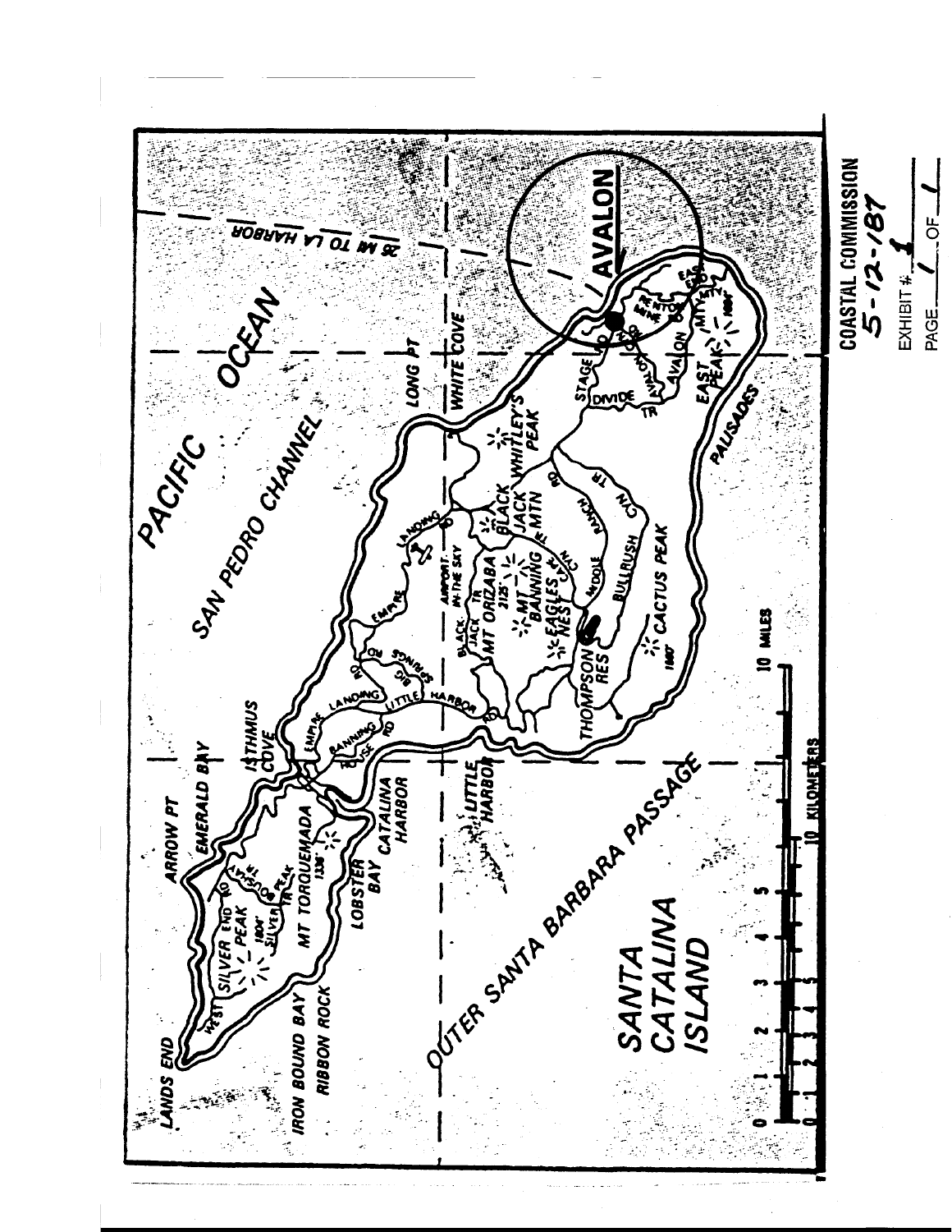COASTAL COMMISSION
5-12-187

EXHIBIT # 1

PAGE 1 OF 1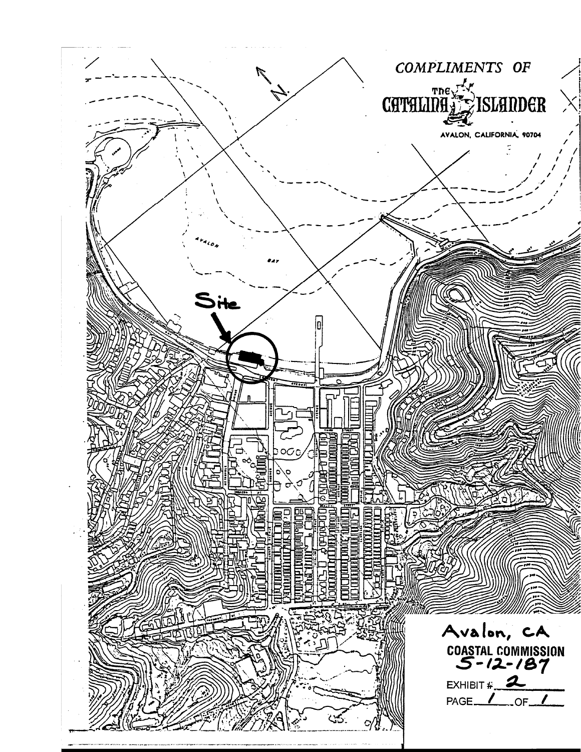COMPLIMENTS OF

The CATALINA ISLANDER

AVALON, CALIFORNIA, 90704

N

AVALON

BAY

Site

Avalon, CA

COASTAL COMMISSION

5-12-187

EXHIBIT # 2

PAGE 1 OF 1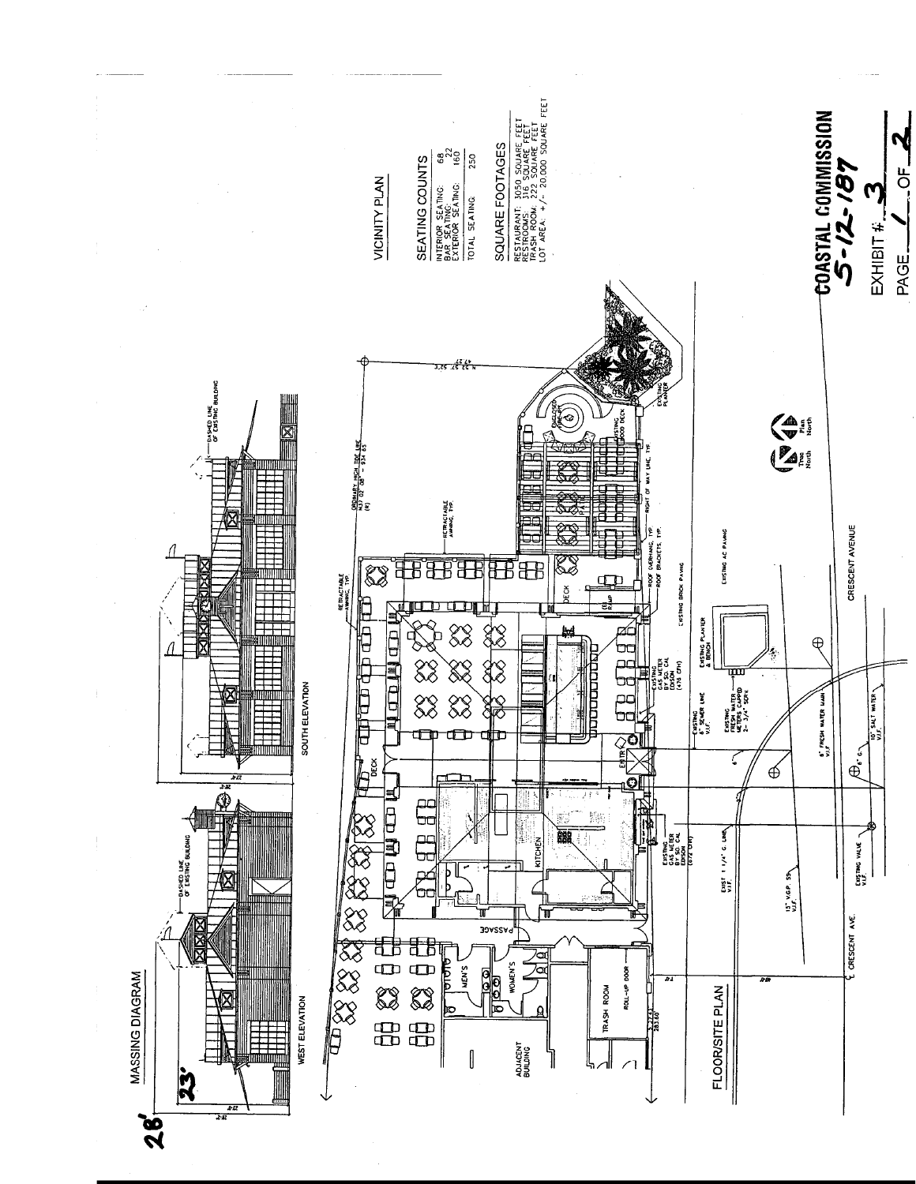## MASSING DIAGRAM

28'

23'

WEST ELEVATION

SOUTH ELEVATION

DASHED LINE OF EXISTING BUILDING

## FLOOR/SITE PLAN

## VICINITY PLAN

### SEATING COUNTS

| | |
|---|---|
| INTERIOR SEATING: | 68 |
| BAR SEATING: | 22 |
| EXTERIOR SEATING: | 160 |
| TOTAL SEATING: | 250 |

### SQUARE FOOTAGES

RESTAURANT: 3050 SQUARE FEET
RESTROOMS: 316 SQUARE FEET
TRASH ROOM: 222 SQUARE FEET
LOT AREA: +/- 20,000 SQUARE FEET

CRESCENT AVENUE

ADJACENT BUILDING

MEN'S

WOMEN'S

TRASH ROOM

ROLL-UP DOOR

PASSAGE

KITCHEN

DECK

ENTRY

RETRACTABLE AWNING, TYP.

EXISTING WOOD DECK

PATIO

EXISTING PLANTER

EXISTING AC PAVING

EXISTING BRICK PAVING

EXISTING PLANTER & BENCH

ROOF OVERHANG, TYP.

ROOF BRACKETS, TYP.

RIGHT OF WAY LINE, TYP.

ORDINARY HIGH TIDE LINE

EXISTING 8" SEWER LINE V.I.F.

EXISTING FRESH WATER METERS CAPPED 2 - 3/4" SCPV

EXISTING GAS METER BY SO. CAL EDISON

EXIST 1 1/4" G. LINE V.I.F.

EXISTING VALVE V.I.F.

15" V.G.P. SS V.I.F.

8" FRESH WATER MAIN V.I.F.

10" SALT WATER V.I.F.

CRESCENT AVE.

True North

Plan North

**COASTAL COMMISSION**
**5-12-187**

EXHIBIT # 3

PAGE 1 OF 2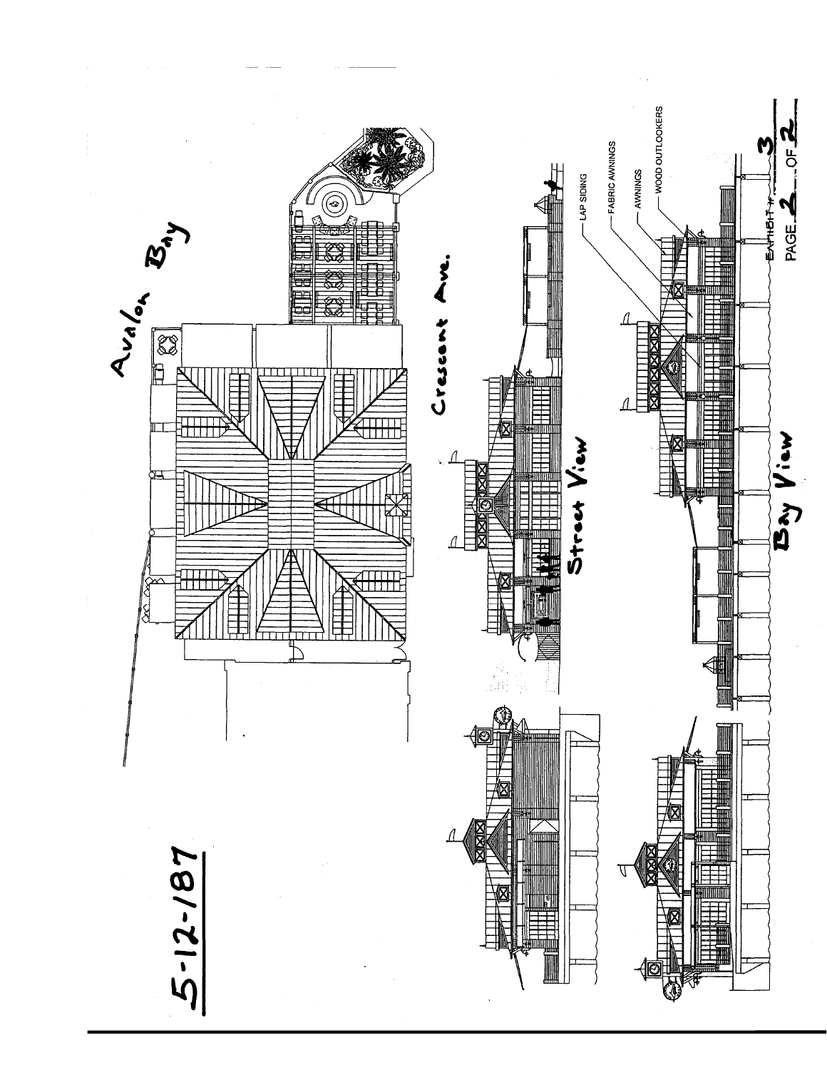5-12-187

Avalon Bay

Crescent Ave.

Street View

Bay View

LAP SIDING

FABRIC AWNINGS

AWNINGS

WOOD OUTLOOKERS

EXHIBIT # 3

PAGE 2 OF 2